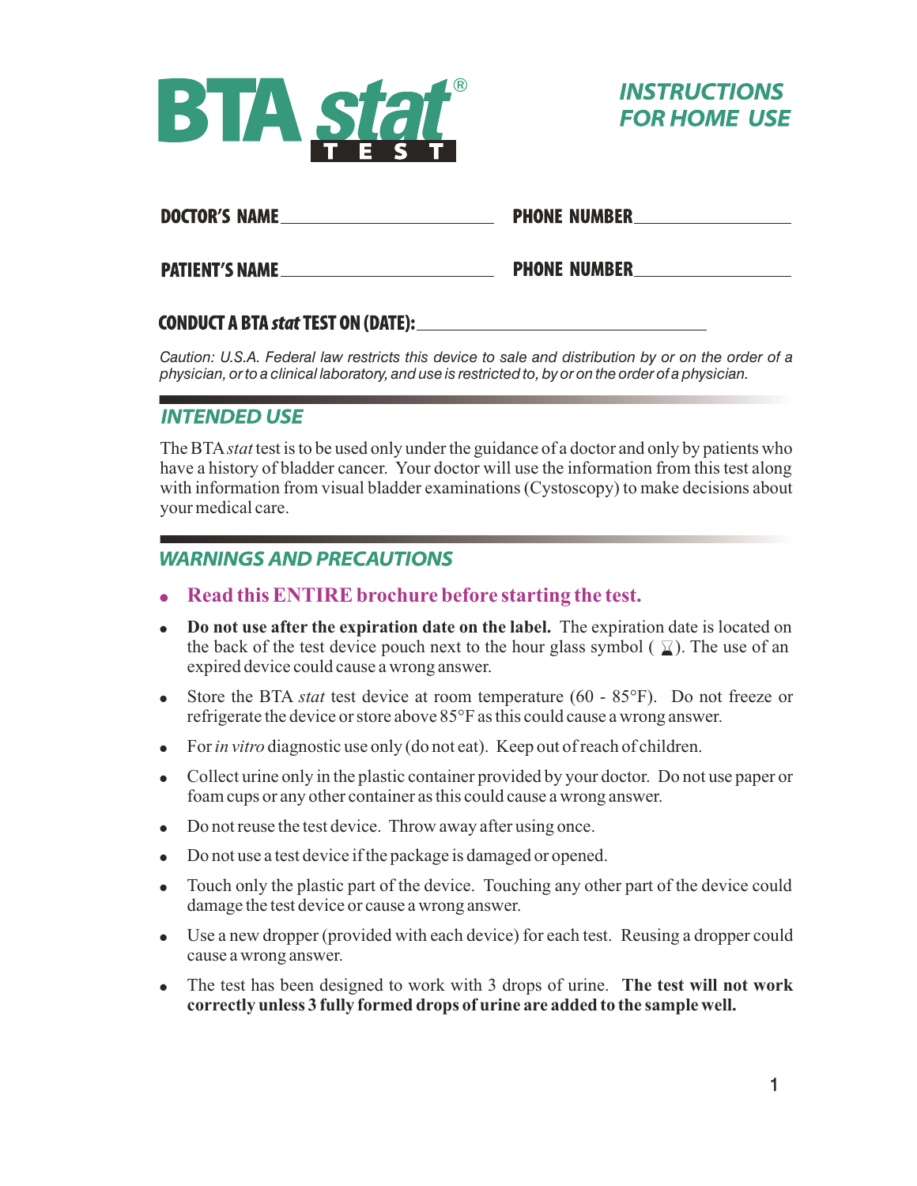# BTA *stat*® TEST

## INSTRUCTIONS FOR HOME USE

**DOCTOR'S NAME** ______________________ **PHONE NUMBER** ________________

**PATIENT'S NAME** ______________________ **PHONE NUMBER** ________________

**CONDUCT A BTA *stat* TEST ON (DATE):** ______________________________

*Caution: U.S.A. Federal law restricts this device to sale and distribution by or on the order of a physician, or to a clinical laboratory, and use is restricted to, by or on the order of a physician.*

## INTENDED USE

The BTA *stat* test is to be used only under the guidance of a doctor and only by patients who have a history of bladder cancer. Your doctor will use the information from this test along with information from visual bladder examinations (Cystoscopy) to make decisions about your medical care.

## WARNINGS AND PRECAUTIONS

- **Read this ENTIRE brochure before starting the test.**
- **Do not use after the expiration date on the label.** The expiration date is located on the back of the test device pouch next to the hour glass symbol ( ⌛). The use of an expired device could cause a wrong answer.
- Store the BTA *stat* test device at room temperature (60 - 85°F). Do not freeze or refrigerate the device or store above 85°F as this could cause a wrong answer.
- For *in vitro* diagnostic use only (do not eat). Keep out of reach of children.
- Collect urine only in the plastic container provided by your doctor. Do not use paper or foam cups or any other container as this could cause a wrong answer.
- Do not reuse the test device. Throw away after using once.
- Do not use a test device if the package is damaged or opened.
- Touch only the plastic part of the device. Touching any other part of the device could damage the test device or cause a wrong answer.
- Use a new dropper (provided with each device) for each test. Reusing a dropper could cause a wrong answer.
- The test has been designed to work with 3 drops of urine. **The test will not work correctly unless 3 fully formed drops of urine are added to the sample well.**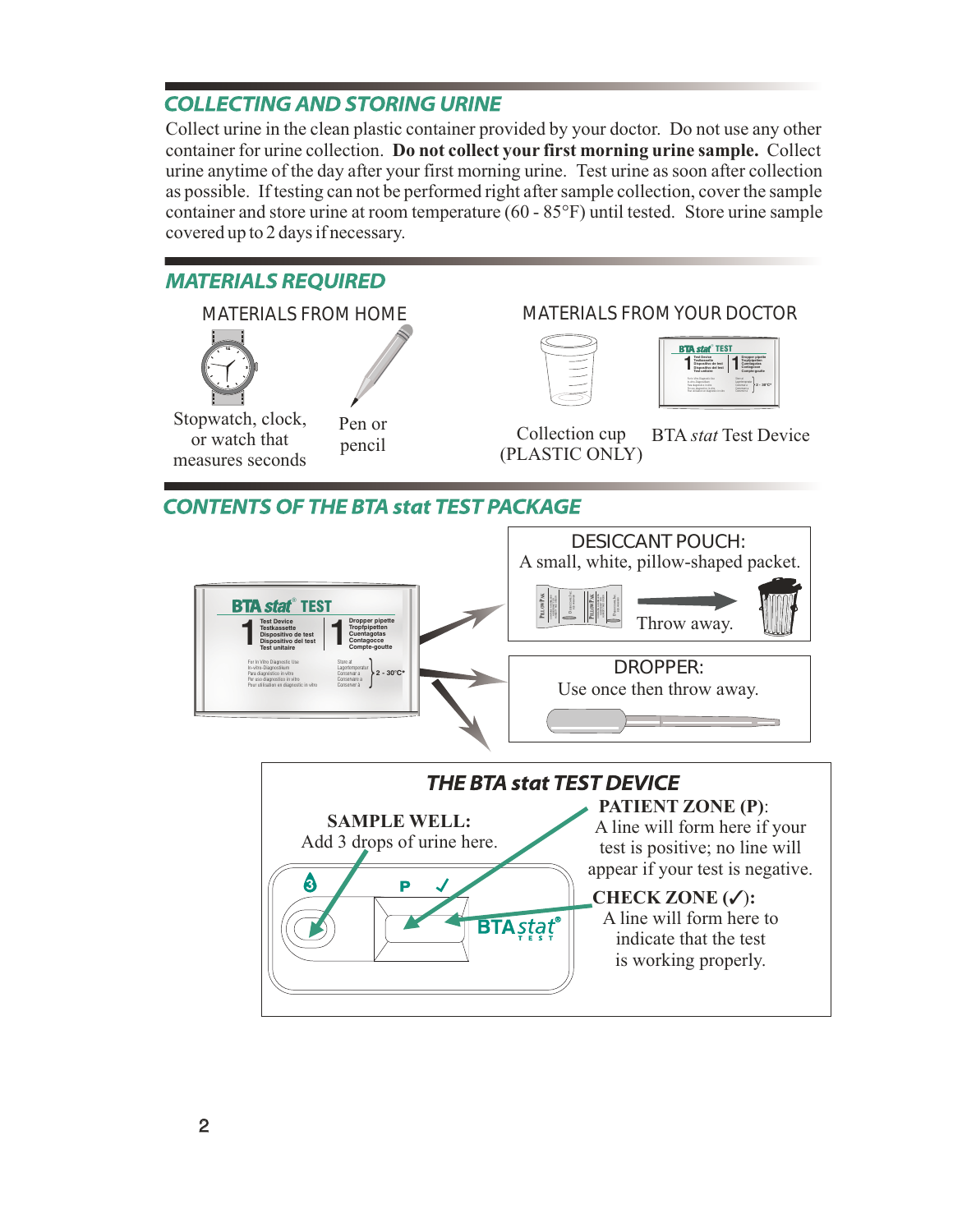## COLLECTING AND STORING URINE

Collect urine in the clean plastic container provided by your doctor. Do not use any other container for urine collection. **Do not collect your first morning urine sample.** Collect urine anytime of the day after your first morning urine. Test urine as soon after collection as possible. If testing can not be performed right after sample collection, cover the sample container and store urine at room temperature (60 - 85°F) until tested. Store urine sample covered up to 2 days if necessary.

## MATERIALS REQUIRED

MATERIALS FROM HOME

Stopwatch, clock, or watch that measures seconds

Pen or pencil

MATERIALS FROM YOUR DOCTOR

Collection cup (PLASTIC ONLY)

BTA *stat* Test Device

## CONTENTS OF THE BTA stat TEST PACKAGE

DESICCANT POUCH:
A small, white, pillow-shaped packet.

Throw away.

DROPPER:
Use once then throw away.

### THE BTA stat TEST DEVICE

**SAMPLE WELL:**
Add 3 drops of urine here.

**PATIENT ZONE (P)**:
A line will form here if your test is positive; no line will appear if your test is negative.

**CHECK ZONE (✓):**
A line will form here to indicate that the test is working properly.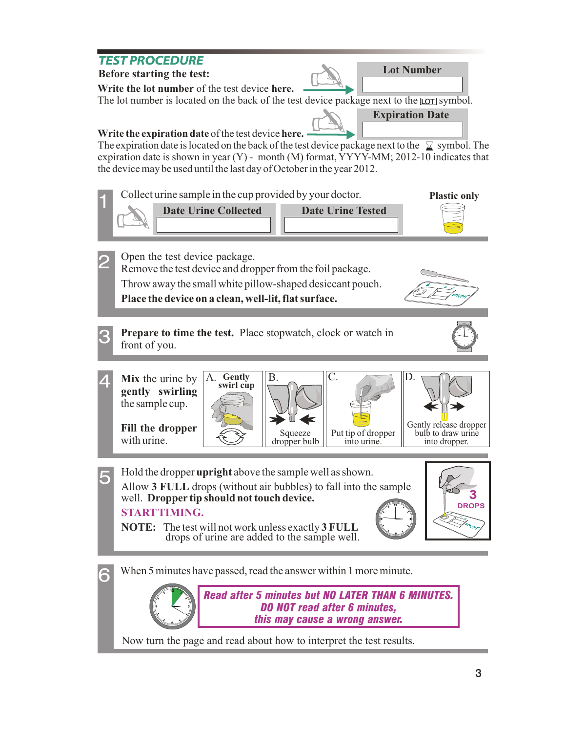## TEST PROCEDURE

**Before starting the test:**

**Write the lot number** of the test device **here.**

| Lot Number |
|---|
| |

The lot number is located on the back of the test device package next to the LOT symbol.

**Write the expiration date** of the test device **here.**

| Expiration Date |
|---|
| |

The expiration date is located on the back of the test device package next to the ⌛ symbol. The expiration date is shown in year (Y) - month (M) format, YYYY-MM; 2012-10 indicates that the device may be used until the last day of October in the year 2012.

**1** Collect urine sample in the cup provided by your doctor.

| Date Urine Collected | Date Urine Tested |
|---|---|
| | |

**Plastic only**

**2** Open the test device package.
Remove the test device and dropper from the foil package.
Throw away the small white pillow-shaped desiccant pouch.
**Place the device on a clean, well-lit, flat surface.**

**3** **Prepare to time the test.** Place stopwatch, clock or watch in front of you.

**4** **Mix** the urine by **gently swirling** the sample cup.

**Fill the dropper** with urine.

A. **Gently swirl cup**

B. Squeeze dropper bulb

C. Put tip of dropper into urine.

D. Gently release dropper bulb to draw urine into dropper.

**5** Hold the dropper **upright** above the sample well as shown.
Allow **3 FULL** drops (without air bubbles) to fall into the sample well. **Dropper tip should not touch device.**

**START TIMING.**

**NOTE:** The test will not work unless exactly **3 FULL** drops of urine are added to the sample well.

**3 DROPS**

**6** When 5 minutes have passed, read the answer within 1 more minute.

***Read after 5 minutes but NO LATER THAN 6 MINUTES.***
***DO NOT read after 6 minutes,***
***this may cause a wrong answer.***

Now turn the page and read about how to interpret the test results.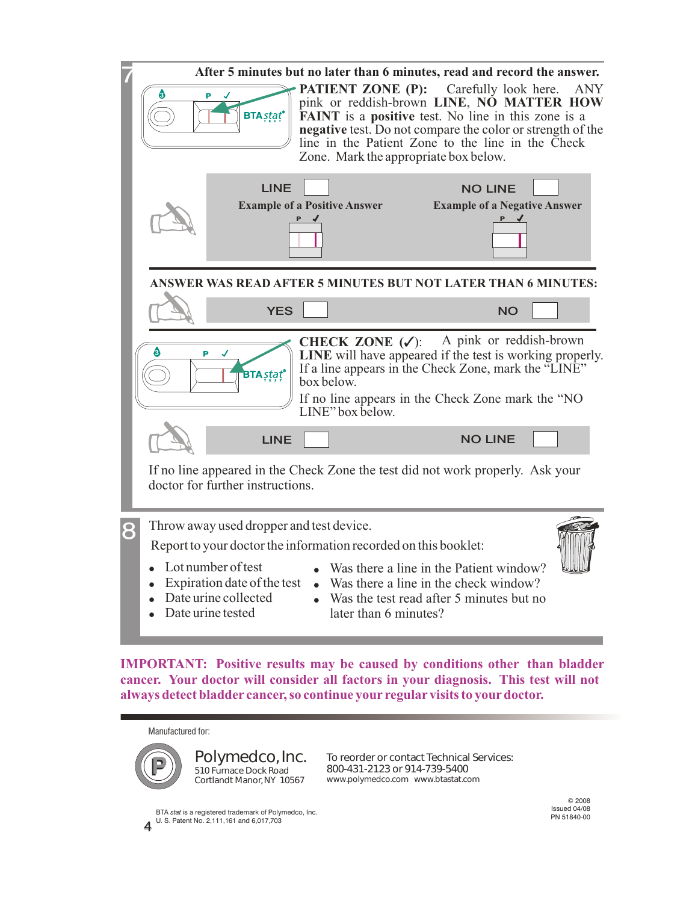## 7

**After 5 minutes but no later than 6 minutes, read and record the answer.**

**PATIENT ZONE (P):** Carefully look here. ANY pink or reddish-brown **LINE**, **NO MATTER HOW FAINT** is a **positive** test. No line in this zone is a **negative** test. Do not compare the color or strength of the line in the Patient Zone to the line in the Check Zone. Mark the appropriate box below.

| LINE ☐ | NO LINE ☐ |
| --- | --- |
| **Example of a Positive Answer** | **Example of a Negative Answer** |

**ANSWER WAS READ AFTER 5 MINUTES BUT NOT LATER THAN 6 MINUTES:**

| YES ☐ | NO ☐ |
| --- | --- |

**CHECK ZONE (✓):** A pink or reddish-brown **LINE** will have appeared if the test is working properly. If a line appears in the Check Zone, mark the "LINE" box below.

If no line appears in the Check Zone mark the "NO LINE" box below.

| LINE ☐ | NO LINE ☐ |
| --- | --- |

If no line appeared in the Check Zone the test did not work properly. Ask your doctor for further instructions.

## 8

Throw away used dropper and test device.

Report to your doctor the information recorded on this booklet:

- Lot number of test
- Expiration date of the test
- Date urine collected
- Date urine tested
- Was there a line in the Patient window?
- Was there a line in the check window?
- Was the test read after 5 minutes but no later than 6 minutes?

**IMPORTANT: Positive results may be caused by conditions other than bladder cancer. Your doctor will consider all factors in your diagnosis. This test will not always detect bladder cancer, so continue your regular visits to your doctor.**

Manufactured for:

**Polymedco, Inc.**
510 Furnace Dock Road
Cortlandt Manor, NY 10567

To reorder or contact Technical Services:
800-431-2123 or 914-739-5400
www.polymedco.com www.btastat.com

BTA *stat* is a registered trademark of Polymedco, Inc.
U. S. Patent No. 2,111,161 and 6,017,703

© 2008
Issued 04/08
PN 51840-00